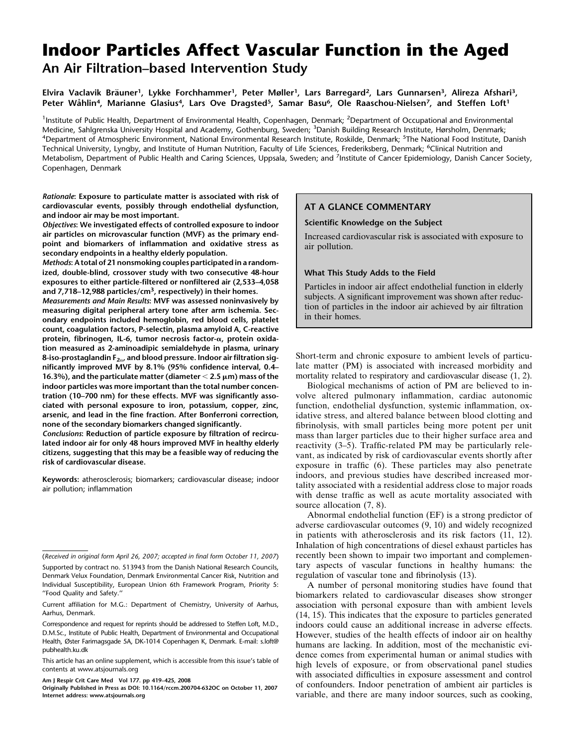# Indoor Particles Affect Vascular Function in the Aged

## An Air Filtration–based Intervention Study

**Elvira Vaclavik Bräuner[1], Lykke Forchhammer[1], Peter Møller[1], Lars Barregard[2], Lars Gunnarsen[3], Alireza Afshari[3], Peter Wåhlin[4], Marianne Glasius[4], Lars Ove Dragsted[5], Samar Basu[6], Ole Raaschou-Nielsen[7], and Steffen Loft[1]**

[1]Institute of Public Health, Department of Environmental Health, Copenhagen, Denmark; [2]Department of Occupational and Environmental Medicine, Sahlgrenska University Hospital and Academy, Gothenburg, Sweden; [3]Danish Building Research Institute, Hørsholm, Denmark; [4]Department of Atmospheric Environment, National Environmental Research Institute, Roskilde, Denmark; [5]The National Food Institute, Danish Technical University, Lyngby, and Institute of Human Nutrition, Faculty of Life Sciences, Frederiksberg, Denmark; [6]Clinical Nutrition and Metabolism, Department of Public Health and Caring Sciences, Uppsala, Sweden; and [7]Institute of Cancer Epidemiology, Danish Cancer Society, Copenhagen, Denmark

***Rationale*: Exposure to particulate matter is associated with risk of cardiovascular events, possibly through endothelial dysfunction, and indoor air may be most important.**

***Objectives*: We investigated effects of controlled exposure to indoor air particles on microvascular function (MVF) as the primary endpoint and biomarkers of inflammation and oxidative stress as secondary endpoints in a healthy elderly population.**

***Methods*: A total of 21 nonsmoking couples participated in a randomized, double-blind, crossover study with two consecutive 48-hour exposures to either particle-filtered or nonfiltered air (2,533–4,058 and 7,718–12,988 particles/cm$^3$, respectively) in their homes.**

***Measurements and Main Results*: MVF was assessed noninvasively by measuring digital peripheral artery tone after arm ischemia. Secondary endpoints included hemoglobin, red blood cells, platelet count, coagulation factors, P-selectin, plasma amyloid A, C-reactive protein, fibrinogen, IL-6, tumor necrosis factor-α, protein oxidation measured as 2-aminoadipic semialdehyde in plasma, urinary 8-iso-prostaglandin $F_{2\alpha}$, and blood pressure. Indoor air filtration significantly improved MVF by 8.1% (95% confidence interval, 0.4–16.3%), and the particulate matter (diameter $< 2.5$ μm) mass of the indoor particles was more important than the total number concentration (10–700 nm) for these effects. MVF was significantly associated with personal exposure to iron, potassium, copper, zinc, arsenic, and lead in the fine fraction. After Bonferroni correction, none of the secondary biomarkers changed significantly.**

***Conclusions*: Reduction of particle exposure by filtration of recirculated indoor air for only 48 hours improved MVF in healthy elderly citizens, suggesting that this may be a feasible way of reducing the risk of cardiovascular disease.**

**Keywords:** atherosclerosis; biomarkers; cardiovascular disease; indoor air pollution; inflammation

(*Received in original form April 26, 2007; accepted in final form October 11, 2007*)

Supported by contract no. 513943 from the Danish National Research Councils, Denmark Velux Foundation, Denmark Environmental Cancer Risk, Nutrition and Individual Susceptibility, European Union 6th Framework Program, Priority 5: "Food Quality and Safety."

Current affiliation for M.G.: Department of Chemistry, University of Aarhus, Aarhus, Denmark.

Correspondence and request for reprints should be addressed to Steffen Loft, M.D., D.M.Sc., Institute of Public Health, Department of Environmental and Occupational Health, Øster Farimagsgade 5A, DK-1014 Copenhagen K, Denmark. E-mail: s.loft@pubhealth.ku.dk

This article has an online supplement, which is accessible from this issue's table of contents at www.atsjournals.org

Am J Respir Crit Care Med Vol 177. pp 419–425, 2008
Originally Published in Press as DOI: 10.1164/rccm.200704-632OC on October 11, 2007
Internet address: www.atsjournals.org

### AT A GLANCE COMMENTARY

#### Scientific Knowledge on the Subject

Increased cardiovascular risk is associated with exposure to air pollution.

#### What This Study Adds to the Field

Particles in indoor air affect endothelial function in elderly subjects. A significant improvement was shown after reduction of particles in the indoor air achieved by air filtration in their homes.

Short-term and chronic exposure to ambient levels of particulate matter (PM) is associated with increased morbidity and mortality related to respiratory and cardiovascular disease (1, 2).

Biological mechanisms of action of PM are believed to involve altered pulmonary inflammation, cardiac autonomic function, endothelial dysfunction, systemic inflammation, oxidative stress, and altered balance between blood clotting and fibrinolysis, with small particles being more potent per unit mass than larger particles due to their higher surface area and reactivity (3–5). Traffic-related PM may be particularly relevant, as indicated by risk of cardiovascular events shortly after exposure in traffic (6). These particles may also penetrate indoors, and previous studies have described increased mortality associated with a residential address close to major roads with dense traffic as well as acute mortality associated with source allocation (7, 8).

Abnormal endothelial function (EF) is a strong predictor of adverse cardiovascular outcomes (9, 10) and widely recognized in patients with atherosclerosis and its risk factors (11, 12). Inhalation of high concentrations of diesel exhaust particles has recently been shown to impair two important and complementary aspects of vascular functions in healthy humans: the regulation of vascular tone and fibrinolysis (13).

A number of personal monitoring studies have found that biomarkers related to cardiovascular diseases show stronger association with personal exposure than with ambient levels (14, 15). This indicates that the exposure to particles generated indoors could cause an additional increase in adverse effects. However, studies of the health effects of indoor air on healthy humans are lacking. In addition, most of the mechanistic evidence comes from experimental human or animal studies with high levels of exposure, or from observational panel studies with associated difficulties in exposure assessment and control of confounders. Indoor penetration of ambient air particles is variable, and there are many indoor sources, such as cooking,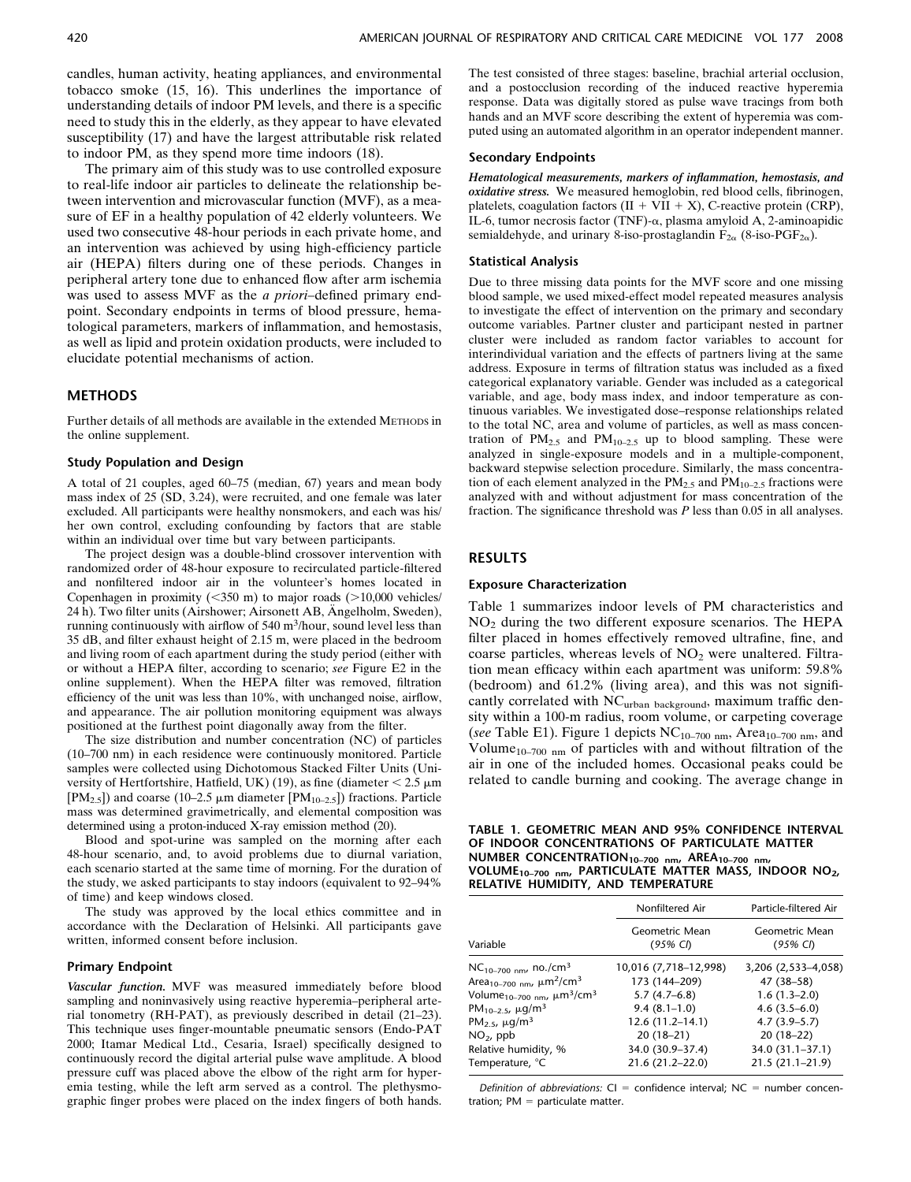candles, human activity, heating appliances, and environmental tobacco smoke (15, 16). This underlines the importance of understanding details of indoor PM levels, and there is a specific need to study this in the elderly, as they appear to have elevated susceptibility (17) and have the largest attributable risk related to indoor PM, as they spend more time indoors (18).

The primary aim of this study was to use controlled exposure to real-life indoor air particles to delineate the relationship between intervention and microvascular function (MVF), as a measure of EF in a healthy population of 42 elderly volunteers. We used two consecutive 48-hour periods in each private home, and an intervention was achieved by using high-efficiency particle air (HEPA) filters during one of these periods. Changes in peripheral artery tone due to enhanced flow after arm ischemia was used to assess MVF as the *a priori*–defined primary endpoint. Secondary endpoints in terms of blood pressure, hematological parameters, markers of inflammation, and hemostasis, as well as lipid and protein oxidation products, were included to elucidate potential mechanisms of action.

## METHODS

Further details of all methods are available in the extended METHODS in the online supplement.

### Study Population and Design

A total of 21 couples, aged 60–75 (median, 67) years and mean body mass index of 25 (SD, 3.24), were recruited, and one female was later excluded. All participants were healthy nonsmokers, and each was his/her own control, excluding confounding by factors that are stable within an individual over time but vary between participants.

The project design was a double-blind crossover intervention with randomized order of 48-hour exposure to recirculated particle-filtered and nonfiltered indoor air in the volunteer's homes located in Copenhagen in proximity (<350 m) to major roads (>10,000 vehicles/24 h). Two filter units (Airshower; Airsonett AB, Ängelholm, Sweden), running continuously with airflow of 540 $m^3$/hour, sound level less than 35 dB, and filter exhaust height of 2.15 m, were placed in the bedroom and living room of each apartment during the study period (either with or without a HEPA filter, according to scenario; *see* Figure E2 in the online supplement). When the HEPA filter was removed, filtration efficiency of the unit was less than 10%, with unchanged noise, airflow, and appearance. The air pollution monitoring equipment was always positioned at the furthest point diagonally away from the filter.

The size distribution and number concentration (NC) of particles (10–700 nm) in each residence were continuously monitored. Particle samples were collected using Dichotomous Stacked Filter Units (University of Hertfordshire, Hatfield, UK) (19), as fine (diameter < 2.5 μm [$PM_{2.5}$]) and coarse (10–2.5 μm diameter [$PM_{10–2.5}$]) fractions. Particle mass was determined gravimetrically, and elemental composition was determined using a proton-induced X-ray emission method (20).

Blood and spot-urine was sampled on the morning after each 48-hour scenario, and, to avoid problems due to diurnal variation, each scenario started at the same time of morning. For the duration of the study, we asked participants to stay indoors (equivalent to 92–94% of time) and keep windows closed.

The study was approved by the local ethics committee and in accordance with the Declaration of Helsinki. All participants gave written, informed consent before inclusion.

### Primary Endpoint

***Vascular function.*** MVF was measured immediately before blood sampling and noninvasively using reactive hyperemia–peripheral arterial tonometry (RH-PAT), as previously described in detail (21–23). This technique uses finger-mountable pneumatic sensors (Endo-PAT 2000; Itamar Medical Ltd., Cesaria, Israel) specifically designed to continuously record the digital arterial pulse wave amplitude. A blood pressure cuff was placed above the elbow of the right arm for hyperemia testing, while the left arm served as a control. The plethysmographic finger probes were placed on the index fingers of both hands. The test consisted of three stages: baseline, brachial arterial occlusion, and a postocclusion recording of the induced reactive hyperemia response. Data was digitally stored as pulse wave tracings from both hands and an MVF score describing the extent of hyperemia was computed using an automated algorithm in an operator independent manner.

### Secondary Endpoints

***Hematological measurements, markers of inflammation, hemostasis, and oxidative stress.*** We measured hemoglobin, red blood cells, fibrinogen, platelets, coagulation factors (II + VII + X), C-reactive protein (CRP), IL-6, tumor necrosis factor (TNF)-α, plasma amyloid A, 2-aminoapidic semialdehyde, and urinary 8-iso-prostaglandin $F_{2\alpha}$ (8-iso-$PGF_{2\alpha}$).

### Statistical Analysis

Due to three missing data points for the MVF score and one missing blood sample, we used mixed-effect model repeated measures analysis to investigate the effect of intervention on the primary and secondary outcome variables. Partner cluster and participant nested in partner cluster were included as random factor variables to account for interindividual variation and the effects of partners living at the same address. Exposure in terms of filtration status was included as a fixed categorical explanatory variable. Gender was included as a categorical variable, and age, body mass index, and indoor temperature as continuous variables. We investigated dose–response relationships related to the total NC, area and volume of particles, as well as mass concentration of $PM_{2.5}$ and $PM_{10–2.5}$ up to blood sampling. These were analyzed in single-exposure models and in a multiple-component, backward stepwise selection procedure. Similarly, the mass concentration of each element analyzed in the $PM_{2.5}$ and $PM_{10–2.5}$ fractions were analyzed with and without adjustment for mass concentration of the fraction. The significance threshold was $P$ less than 0.05 in all analyses.

## RESULTS

### Exposure Characterization

Table 1 summarizes indoor levels of PM characteristics and $NO_2$ during the two different exposure scenarios. The HEPA filter placed in homes effectively removed ultrafine, fine, and coarse particles, whereas levels of $NO_2$ were unaltered. Filtration mean efficacy within each apartment was uniform: 59.8% (bedroom) and 61.2% (living area), and this was not significantly correlated with $NC_{urban\ background}$, maximum traffic density within a 100-m radius, room volume, or carpeting coverage (*see* Table E1). Figure 1 depicts $NC_{10–700\ nm}$, $Area_{10–700\ nm}$, and $Volume_{10–700\ nm}$ of particles with and without filtration of the air in one of the included homes. Occasional peaks could be related to candle burning and cooking. The average change in

**TABLE 1. GEOMETRIC MEAN AND 95% CONFIDENCE INTERVAL OF INDOOR CONCENTRATIONS OF PARTICULATE MATTER NUMBER CONCENTRATION$_{10–700\ nm}$, AREA$_{10–700\ nm}$, VOLUME$_{10–700\ nm}$, PARTICULATE MATTER MASS, INDOOR $NO_2$, RELATIVE HUMIDITY, AND TEMPERATURE**

| | Nonfiltered Air | Particle-filtered Air |
|---|---|---|
| Variable | Geometric Mean (*95% CI*) | Geometric Mean (*95% CI*) |
| $NC_{10–700\ nm}$, no./$cm^3$ | 10,016 (7,718–12,998) | 3,206 (2,533–4,058) |
| $Area_{10–700\ nm}$, $\mu m^2/cm^3$ | 173 (144–209) | 47 (38–58) |
| $Volume_{10–700\ nm}$, $\mu m^3/cm^3$ | 5.7 (4.7–6.8) | 1.6 (1.3–2.0) |
| $PM_{10–2.5}$, $\mu g/m^3$ | 9.4 (8.1–1.0) | 4.6 (3.5–6.0) |
| $PM_{2.5}$, $\mu g/m^3$ | 12.6 (11.2–14.1) | 4.7 (3.9–5.7) |
| $NO_2$, ppb | 20 (18–21) | 20 (18–22) |
| Relative humidity, % | 34.0 (30.9–37.4) | 34.0 (31.1–37.1) |
| Temperature, °C | 21.6 (21.2–22.0) | 21.5 (21.1–21.9) |

*Definition of abbreviations:* CI = confidence interval; NC = number concentration; PM = particulate matter.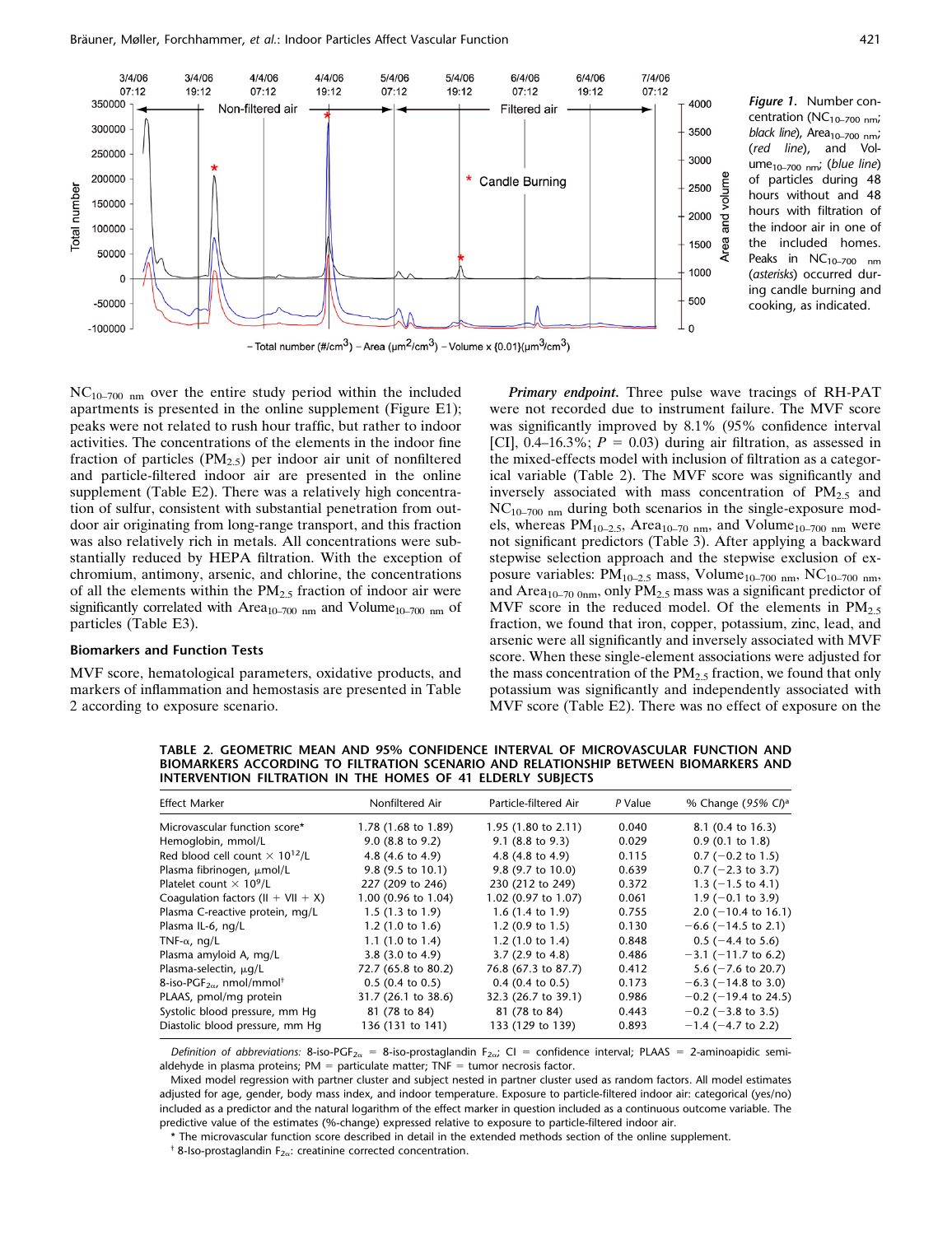*Figure 1.* Number concentration ($NC_{10-700\ nm}$; *black line*), $Area_{10-700\ nm}$; (*red line*), and $Volume_{10-700\ nm}$; (*blue line*) of particles during 48 hours without and 48 hours with filtration of the indoor air in one of the included homes. Peaks in $NC_{10-700\ nm}$ (*asterisks*) occurred during candle burning and cooking, as indicated.

$NC_{10-700\ nm}$ over the entire study period within the included apartments is presented in the online supplement (Figure E1); peaks were not related to rush hour traffic, but rather to indoor activities. The concentrations of the elements in the indoor fine fraction of particles ($PM_{2.5}$) per indoor air unit of nonfiltered and particle-filtered indoor air are presented in the online supplement (Table E2). There was a relatively high concentration of sulfur, consistent with substantial penetration from outdoor air originating from long-range transport, and this fraction was also relatively rich in metals. All concentrations were substantially reduced by HEPA filtration. With the exception of chromium, antimony, arsenic, and chlorine, the concentrations of all the elements within the $PM_{2.5}$ fraction of indoor air were significantly correlated with $Area_{10-700\ nm}$ and $Volume_{10-700\ nm}$ of particles (Table E3).

### Biomarkers and Function Tests

MVF score, hematological parameters, oxidative products, and markers of inflammation and hemostasis are presented in Table 2 according to exposure scenario.

***Primary endpoint.*** Three pulse wave tracings of RH-PAT were not recorded due to instrument failure. The MVF score was significantly improved by 8.1% (95% confidence interval [CI], 0.4–16.3%; $P = 0.03$) during air filtration, as assessed in the mixed-effects model with inclusion of filtration as a categorical variable (Table 2). The MVF score was significantly and inversely associated with mass concentration of $PM_{2.5}$ and $NC_{10-700\ nm}$ during both scenarios in the single-exposure models, whereas $PM_{10-2.5}$, $Area_{10-70\ nm}$, and $Volume_{10-700\ nm}$ were not significant predictors (Table 3). After applying a backward stepwise selection approach and the stepwise exclusion of exposure variables: $PM_{10-2.5}$ mass, $Volume_{10-700\ nm}$, $NC_{10-700\ nm}$, and $Area_{10-70\ 0nm}$, only $PM_{2.5}$ mass was a significant predictor of MVF score in the reduced model. Of the elements in $PM_{2.5}$ fraction, we found that iron, copper, potassium, zinc, lead, and arsenic were all significantly and inversely associated with MVF score. When these single-element associations were adjusted for the mass concentration of the $PM_{2.5}$ fraction, we found that only potassium was significantly and independently associated with MVF score (Table E2). There was no effect of exposure on the

**TABLE 2. GEOMETRIC MEAN AND 95% CONFIDENCE INTERVAL OF MICROVASCULAR FUNCTION AND BIOMARKERS ACCORDING TO FILTRATION SCENARIO AND RELATIONSHIP BETWEEN BIOMARKERS AND INTERVENTION FILTRATION IN THE HOMES OF 41 ELDERLY SUBJECTS**

| Effect Marker | Nonfiltered Air | Particle-filtered Air | *P* Value | % Change (*95% CI*)[a] |
|---|---|---|---|---|
| Microvascular function score* | 1.78 (1.68 to 1.89) | 1.95 (1.80 to 2.11) | 0.040 | 8.1 (0.4 to 16.3) |
| Hemoglobin, mmol/L | 9.0 (8.8 to 9.2) | 9.1 (8.8 to 9.3) | 0.029 | 0.9 (0.1 to 1.8) |
| Red blood cell count $\times 10^{12}$/L | 4.8 (4.6 to 4.9) | 4.8 (4.8 to 4.9) | 0.115 | 0.7 (−0.2 to 1.5) |
| Plasma fibrinogen, μmol/L | 9.8 (9.5 to 10.1) | 9.8 (9.7 to 10.0) | 0.639 | 0.7 (−2.3 to 3.7) |
| Platelet count $\times 10^9$/L | 227 (209 to 246) | 230 (212 to 249) | 0.372 | 1.3 (−1.5 to 4.1) |
| Coagulation factors (II + VII + X) | 1.00 (0.96 to 1.04) | 1.02 (0.97 to 1.07) | 0.061 | 1.9 (−0.1 to 3.9) |
| Plasma C-reactive protein, mg/L | 1.5 (1.3 to 1.9) | 1.6 (1.4 to 1.9) | 0.755 | 2.0 (−10.4 to 16.1) |
| Plasma IL-6, ng/L | 1.2 (1.0 to 1.6) | 1.2 (0.9 to 1.5) | 0.130 | −6.6 (−14.5 to 2.1) |
| TNF-α, ng/L | 1.1 (1.0 to 1.4) | 1.2 (1.0 to 1.4) | 0.848 | 0.5 (−4.4 to 5.6) |
| Plasma amyloid A, mg/L | 3.8 (3.0 to 4.9) | 3.7 (2.9 to 4.8) | 0.486 | −3.1 (−11.7 to 6.2) |
| Plasma-selectin, μg/L | 72.7 (65.8 to 80.2) | 76.8 (67.3 to 87.7) | 0.412 | 5.6 (−7.6 to 20.7) |
| 8-iso-$PGF_{2\alpha}$, nmol/mmol[†] | 0.5 (0.4 to 0.5) | 0.4 (0.4 to 0.5) | 0.173 | −6.3 (−14.8 to 3.0) |
| PLAAS, pmol/mg protein | 31.7 (26.1 to 38.6) | 32.3 (26.7 to 39.1) | 0.986 | −0.2 (−19.4 to 24.5) |
| Systolic blood pressure, mm Hg | 81 (78 to 84) | 81 (78 to 84) | 0.443 | −0.2 (−3.8 to 3.5) |
| Diastolic blood pressure, mm Hg | 136 (131 to 141) | 133 (129 to 139) | 0.893 | −1.4 (−4.7 to 2.2) |

*Definition of abbreviations:* 8-iso-$PGF_{2\alpha}$ = 8-iso-prostaglandin $F_{2\alpha}$; CI = confidence interval; PLAAS = 2-aminoapidic semialdehyde in plasma proteins; PM = particulate matter; TNF = tumor necrosis factor.

Mixed model regression with partner cluster and subject nested in partner cluster used as random factors. All model estimates adjusted for age, gender, body mass index, and indoor temperature. Exposure to particle-filtered indoor air: categorical (yes/no) included as a predictor and the natural logarithm of the effect marker in question included as a continuous outcome variable. The predictive value of the estimates (%-change) expressed relative to exposure to particle-filtered indoor air.

\* The microvascular function score described in detail in the extended methods section of the online supplement.

[†] 8-Iso-prostaglandin $F_{2\alpha}$: creatinine corrected concentration.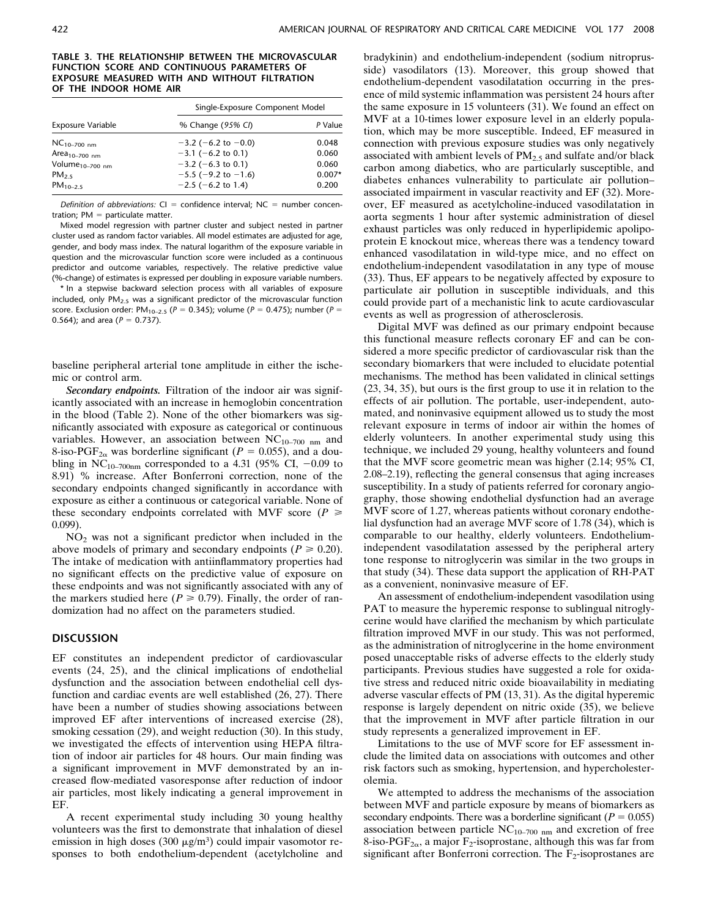**TABLE 3. THE RELATIONSHIP BETWEEN THE MICROVASCULAR FUNCTION SCORE AND CONTINUOUS PARAMETERS OF EXPOSURE MEASURED WITH AND WITHOUT FILTRATION OF THE INDOOR HOME AIR**

| Exposure Variable | Single-Exposure Component Model | |
|---|---|---|
| | % Change (*95% CI*) | *P* Value |
| $NC_{10–700\ nm}$ | −3.2 (−6.2 to −0.0) | 0.048 |
| $Area_{10–700\ nm}$ | −3.1 (−6.2 to 0.1) | 0.060 |
| $Volume_{10–700\ nm}$ | −3.2 (−6.3 to 0.1) | 0.060 |
| $PM_{2.5}$ | −5.5 (−9.2 to −1.6) | 0.007* |
| $PM_{10–2.5}$ | −2.5 (−6.2 to 1.4) | 0.200 |

*Definition of abbreviations*: CI = confidence interval; NC = number concentration; PM = particulate matter.

Mixed model regression with partner cluster and subject nested in partner cluster used as random factor variables. All model estimates are adjusted for age, gender, and body mass index. The natural logarithm of the exposure variable in question and the microvascular function score were included as a continuous predictor and outcome variables, respectively. The relative predictive value (%-change) of estimates is expressed per doubling in exposure variable numbers.

\* In a stepwise backward selection process with all variables of exposure included, only $PM_{2.5}$ was a significant predictor of the microvascular function score. Exclusion order: $PM_{10–2.5}$ ($P$ = 0.345); volume ($P$ = 0.475); number ($P$ = 0.564); and area ($P$ = 0.737).

baseline peripheral arterial tone amplitude in either the ischemic or control arm.

***Secondary endpoints.*** Filtration of the indoor air was significantly associated with an increase in hemoglobin concentration in the blood (Table 2). None of the other biomarkers was significantly associated with exposure as categorical or continuous variables. However, an association between $NC_{10–700\ nm}$ and 8-iso-$PGF_{2\alpha}$ was borderline significant ($P$ = 0.055), and a doubling in $NC_{10–700nm}$ corresponded to a 4.31 (95% CI, −0.09 to 8.91) % increase. After Bonferroni correction, none of the secondary endpoints changed significantly in accordance with exposure as either a continuous or categorical variable. None of these secondary endpoints correlated with MVF score ($P \geq$ 0.099).

$NO_2$ was not a significant predictor when included in the above models of primary and secondary endpoints ($P \geq 0.20$). The intake of medication with antiinflammatory properties had no significant effects on the predictive value of exposure on these endpoints and was not significantly associated with any of the markers studied here ($P \geq 0.79$). Finally, the order of randomization had no affect on the parameters studied.

## DISCUSSION

EF constitutes an independent predictor of cardiovascular events (24, 25), and the clinical implications of endothelial dysfunction and the association between endothelial cell dysfunction and cardiac events are well established (26, 27). There have been a number of studies showing associations between improved EF after interventions of increased exercise (28), smoking cessation (29), and weight reduction (30). In this study, we investigated the effects of intervention using HEPA filtration of indoor air particles for 48 hours. Our main finding was a significant improvement in MVF demonstrated by an increased flow-mediated vasoresponse after reduction of indoor air particles, most likely indicating a general improvement in EF.

A recent experimental study including 30 young healthy volunteers was the first to demonstrate that inhalation of diesel emission in high doses (300 μg/m³) could impair vasomotor responses to both endothelium-dependent (acetylcholine and bradykinin) and endothelium-independent (sodium nitroprusside) vasodilators (13). Moreover, this group showed that endothelium-dependent vasodilatation occurring in the presence of mild systemic inflammation was persistent 24 hours after the same exposure in 15 volunteers (31). We found an effect on MVF at a 10-times lower exposure level in an elderly population, which may be more susceptible. Indeed, EF measured in connection with previous exposure studies was only negatively associated with ambient levels of $PM_{2.5}$ and sulfate and/or black carbon among diabetics, who are particularly susceptible, and diabetes enhances vulnerability to particulate air pollution–associated impairment in vascular reactivity and EF (32). Moreover, EF measured as acetylcholine-induced vasodilatation in aorta segments 1 hour after systemic administration of diesel exhaust particles was only reduced in hyperlipidemic apolipoprotein E knockout mice, whereas there was a tendency toward enhanced vasodilatation in wild-type mice, and no effect on endothelium-independent vasodilatation in any type of mouse (33). Thus, EF appears to be negatively affected by exposure to particulate air pollution in susceptible individuals, and this could provide part of a mechanistic link to acute cardiovascular events as well as progression of atherosclerosis.

Digital MVF was defined as our primary endpoint because this functional measure reflects coronary EF and can be considered a more specific predictor of cardiovascular risk than the secondary biomarkers that were included to elucidate potential mechanisms. The method has been validated in clinical settings (23, 34, 35), but ours is the first group to use it in relation to the effects of air pollution. The portable, user-independent, automated, and noninvasive equipment allowed us to study the most relevant exposure in terms of indoor air within the homes of elderly volunteers. In another experimental study using this technique, we included 29 young, healthy volunteers and found that the MVF score geometric mean was higher (2.14; 95% CI, 2.08–2.19), reflecting the general consensus that aging increases susceptibility. In a study of patients referred for coronary angiography, those showing endothelial dysfunction had an average MVF score of 1.27, whereas patients without coronary endothelial dysfunction had an average MVF score of 1.78 (34), which is comparable to our healthy, elderly volunteers. Endothelium-independent vasodilatation assessed by the peripheral artery tone response to nitroglycerin was similar in the two groups in that study (34). These data support the application of RH-PAT as a convenient, noninvasive measure of EF.

An assessment of endothelium-independent vasodilation using PAT to measure the hyperemic response to sublingual nitroglycerine would have clarified the mechanism by which particulate filtration improved MVF in our study. This was not performed, as the administration of nitroglycerine in the home environment posed unacceptable risks of adverse effects to the elderly study participants. Previous studies have suggested a role for oxidative stress and reduced nitric oxide bioavailability in mediating adverse vascular effects of PM (13, 31). As the digital hyperemic response is largely dependent on nitric oxide (35), we believe that the improvement in MVF after particle filtration in our study represents a generalized improvement in EF.

Limitations to the use of MVF score for EF assessment include the limited data on associations with outcomes and other risk factors such as smoking, hypertension, and hypercholesterolemia.

We attempted to address the mechanisms of the association between MVF and particle exposure by means of biomarkers as secondary endpoints. There was a borderline significant ($P$ = 0.055) association between particle $NC_{10–700\ nm}$ and excretion of free 8-iso-$PGF_{2\alpha}$, a major $F_2$-isoprostane, although this was far from significant after Bonferroni correction. The $F_2$-isoprostanes are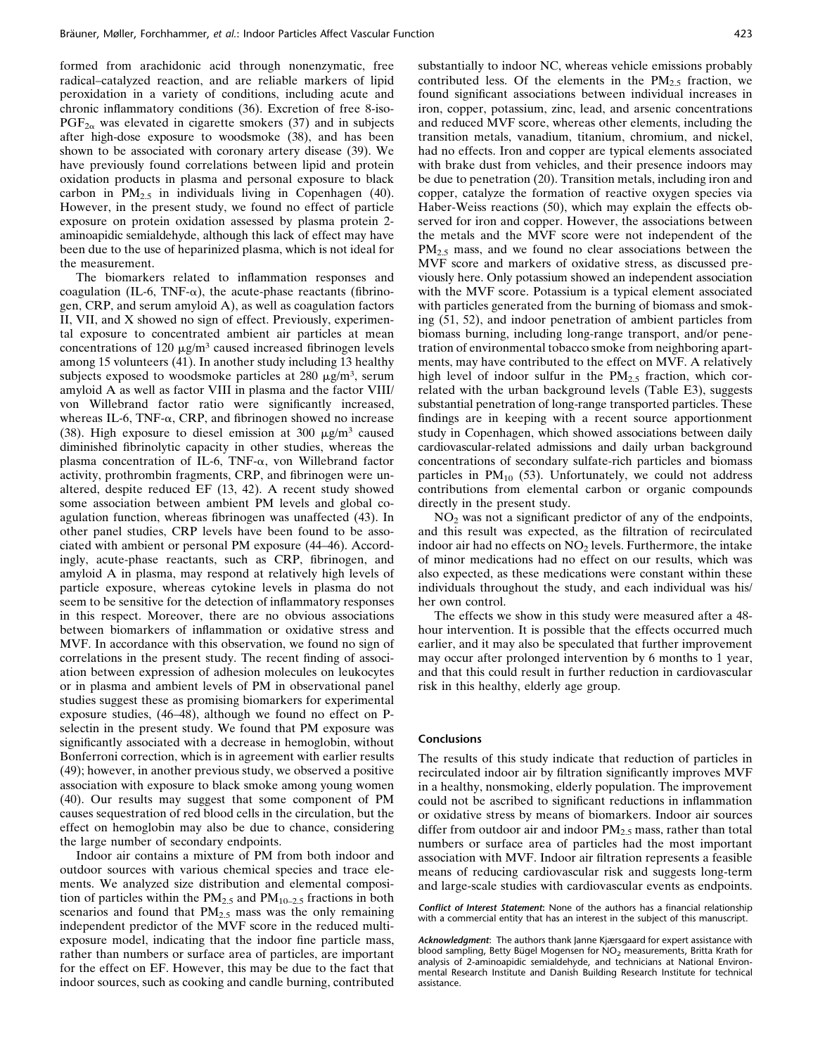formed from arachidonic acid through nonenzymatic, free radical–catalyzed reaction, and are reliable markers of lipid peroxidation in a variety of conditions, including acute and chronic inflammatory conditions (36). Excretion of free 8-iso-$PGF_{2\alpha}$ was elevated in cigarette smokers (37) and in subjects after high-dose exposure to woodsmoke (38), and has been shown to be associated with coronary artery disease (39). We have previously found correlations between lipid and protein oxidation products in plasma and personal exposure to black carbon in $PM_{2.5}$ in individuals living in Copenhagen (40). However, in the present study, we found no effect of particle exposure on protein oxidation assessed by plasma protein 2-aminoapidic semialdehyde, although this lack of effect may have been due to the use of heparinized plasma, which is not ideal for the measurement.

The biomarkers related to inflammation responses and coagulation (IL-6, TNF-$\alpha$), the acute-phase reactants (fibrinogen, CRP, and serum amyloid A), as well as coagulation factors II, VII, and X showed no sign of effect. Previously, experimental exposure to concentrated ambient air particles at mean concentrations of 120 $\mu g/m^3$ caused increased fibrinogen levels among 15 volunteers (41). In another study including 13 healthy subjects exposed to woodsmoke particles at 280 $\mu g/m^3$, serum amyloid A as well as factor VIII in plasma and the factor VIII/von Willebrand factor ratio were significantly increased, whereas IL-6, TNF-$\alpha$, CRP, and fibrinogen showed no increase (38). High exposure to diesel emission at 300 $\mu g/m^3$ caused diminished fibrinolytic capacity in other studies, whereas the plasma concentration of IL-6, TNF-$\alpha$, von Willebrand factor activity, prothrombin fragments, CRP, and fibrinogen were unaltered, despite reduced EF (13, 42). A recent study showed some association between ambient PM levels and global coagulation function, whereas fibrinogen was unaffected (43). In other panel studies, CRP levels have been found to be associated with ambient or personal PM exposure (44–46). Accordingly, acute-phase reactants, such as CRP, fibrinogen, and amyloid A in plasma, may respond at relatively high levels of particle exposure, whereas cytokine levels in plasma do not seem to be sensitive for the detection of inflammatory responses in this respect. Moreover, there are no obvious associations between biomarkers of inflammation or oxidative stress and MVF. In accordance with this observation, we found no sign of correlations in the present study. The recent finding of association between expression of adhesion molecules on leukocytes or in plasma and ambient levels of PM in observational panel studies suggest these as promising biomarkers for experimental exposure studies, (46–48), although we found no effect on P-selectin in the present study. We found that PM exposure was significantly associated with a decrease in hemoglobin, without Bonferroni correction, which is in agreement with earlier results (49); however, in another previous study, we observed a positive association with exposure to black smoke among young women (40). Our results may suggest that some component of PM causes sequestration of red blood cells in the circulation, but the effect on hemoglobin may also be due to chance, considering the large number of secondary endpoints.

Indoor air contains a mixture of PM from both indoor and outdoor sources with various chemical species and trace elements. We analyzed size distribution and elemental composition of particles within the $PM_{2.5}$ and $PM_{10-2.5}$ fractions in both scenarios and found that $PM_{2.5}$ mass was the only remaining independent predictor of the MVF score in the reduced multi-exposure model, indicating that the indoor fine particle mass, rather than numbers or surface area of particles, are important for the effect on EF. However, this may be due to the fact that indoor sources, such as cooking and candle burning, contributed substantially to indoor NC, whereas vehicle emissions probably contributed less. Of the elements in the $PM_{2.5}$ fraction, we found significant associations between individual increases in iron, copper, potassium, zinc, lead, and arsenic concentrations and reduced MVF score, whereas other elements, including the transition metals, vanadium, titanium, chromium, and nickel, had no effects. Iron and copper are typical elements associated with brake dust from vehicles, and their presence indoors may be due to penetration (20). Transition metals, including iron and copper, catalyze the formation of reactive oxygen species via Haber-Weiss reactions (50), which may explain the effects observed for iron and copper. However, the associations between the metals and the MVF score were not independent of the $PM_{2.5}$ mass, and we found no clear associations between the MVF score and markers of oxidative stress, as discussed previously here. Only potassium showed an independent association with the MVF score. Potassium is a typical element associated with particles generated from the burning of biomass and smoking (51, 52), and indoor penetration of ambient particles from biomass burning, including long-range transport, and/or penetration of environmental tobacco smoke from neighboring apartments, may have contributed to the effect on MVF. A relatively high level of indoor sulfur in the $PM_{2.5}$ fraction, which correlated with the urban background levels (Table E3), suggests substantial penetration of long-range transported particles. These findings are in keeping with a recent source apportionment study in Copenhagen, which showed associations between daily cardiovascular-related admissions and daily urban background concentrations of secondary sulfate-rich particles and biomass particles in $PM_{10}$ (53). Unfortunately, we could not address contributions from elemental carbon or organic compounds directly in the present study.

$NO_2$ was not a significant predictor of any of the endpoints, and this result was expected, as the filtration of recirculated indoor air had no effects on $NO_2$ levels. Furthermore, the intake of minor medications had no effect on our results, which was also expected, as these medications were constant within these individuals throughout the study, and each individual was his/her own control.

The effects we show in this study were measured after a 48-hour intervention. It is possible that the effects occurred much earlier, and it may also be speculated that further improvement may occur after prolonged intervention by 6 months to 1 year, and that this could result in further reduction in cardiovascular risk in this healthy, elderly age group.

## Conclusions

The results of this study indicate that reduction of particles in recirculated indoor air by filtration significantly improves MVF in a healthy, nonsmoking, elderly population. The improvement could not be ascribed to significant reductions in inflammation or oxidative stress by means of biomarkers. Indoor air sources differ from outdoor air and indoor $PM_{2.5}$ mass, rather than total numbers or surface area of particles had the most important association with MVF. Indoor air filtration represents a feasible means of reducing cardiovascular risk and suggests long-term and large-scale studies with cardiovascular events as endpoints.

***Conflict of Interest Statement*:** None of the authors has a financial relationship with a commercial entity that has an interest in the subject of this manuscript.

***Acknowledgment*:** The authors thank Janne Kjærsgaard for expert assistance with blood sampling, Betty Bügel Mogensen for $NO_2$ measurements, Britta Krath for analysis of 2-aminoapidic semialdehyde, and technicians at National Environmental Research Institute and Danish Building Research Institute for technical assistance.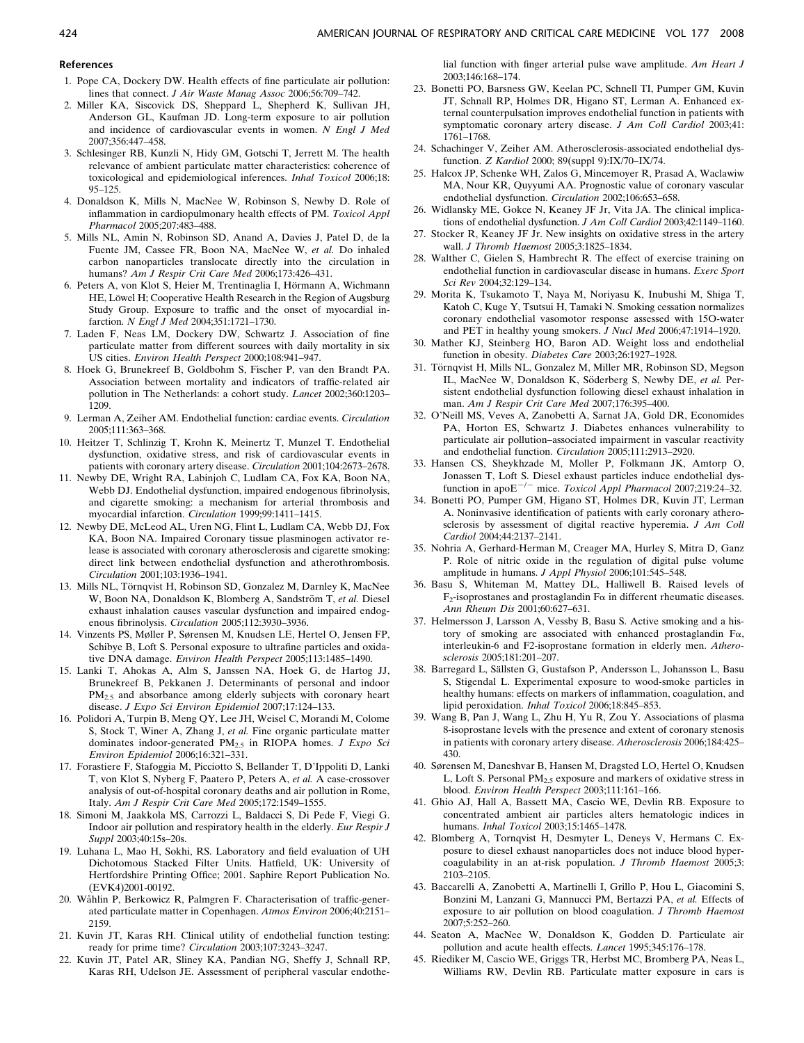## References

1. Pope CA, Dockery DW. Health effects of fine particulate air pollution: lines that connect. *J Air Waste Manag Assoc* 2006;56:709–742.
2. Miller KA, Siscovick DS, Sheppard L, Shepherd K, Sullivan JH, Anderson GL, Kaufman JD. Long-term exposure to air pollution and incidence of cardiovascular events in women. *N Engl J Med* 2007;356:447–458.
3. Schlesinger RB, Kunzli N, Hidy GM, Gotschi T, Jerrett M. The health relevance of ambient particulate matter characteristics: coherence of toxicological and epidemiological inferences. *Inhal Toxicol* 2006;18: 95–125.
4. Donaldson K, Mills N, MacNee W, Robinson S, Newby D. Role of inflammation in cardiopulmonary health effects of PM. *Toxicol Appl Pharmacol* 2005;207:483–488.
5. Mills NL, Amin N, Robinson SD, Anand A, Davies J, Patel D, de la Fuente JM, Cassee FR, Boon NA, MacNee W, *et al.* Do inhaled carbon nanoparticles translocate directly into the circulation in humans? *Am J Respir Crit Care Med* 2006;173:426–431.
6. Peters A, von Klot S, Heier M, Trentinaglia I, Hörmann A, Wichmann HE, Löwel H; Cooperative Health Research in the Region of Augsburg Study Group. Exposure to traffic and the onset of myocardial infarction. *N Engl J Med* 2004;351:1721–1730.
7. Laden F, Neas LM, Dockery DW, Schwartz J. Association of fine particulate matter from different sources with daily mortality in six US cities. *Environ Health Perspect* 2000;108:941–947.
8. Hoek G, Brunekreef B, Goldbohm S, Fischer P, van den Brandt PA. Association between mortality and indicators of traffic-related air pollution in The Netherlands: a cohort study. *Lancet* 2002;360:1203–1209.
9. Lerman A, Zeiher AM. Endothelial function: cardiac events. *Circulation* 2005;111:363–368.
10. Heitzer T, Schlinzig T, Krohn K, Meinertz T, Munzel T. Endothelial dysfunction, oxidative stress, and risk of cardiovascular events in patients with coronary artery disease. *Circulation* 2001;104:2673–2678.
11. Newby DE, Wright RA, Labinjoh C, Ludlam CA, Fox KA, Boon NA, Webb DJ. Endothelial dysfunction, impaired endogenous fibrinolysis, and cigarette smoking: a mechanism for arterial thrombosis and myocardial infarction. *Circulation* 1999;99:1411–1415.
12. Newby DE, McLeod AL, Uren NG, Flint L, Ludlam CA, Webb DJ, Fox KA, Boon NA. Impaired Coronary tissue plasminogen activator release is associated with coronary atherosclerosis and cigarette smoking: direct link between endothelial dysfunction and atherothrombosis. *Circulation* 2001;103:1936–1941.
13. Mills NL, Törnqvist H, Robinson SD, Gonzalez M, Darnley K, MacNee W, Boon NA, Donaldson K, Blomberg A, Sandström T, *et al.* Diesel exhaust inhalation causes vascular dysfunction and impaired endogenous fibrinolysis. *Circulation* 2005;112:3930–3936.
14. Vinzents PS, Møller P, Sørensen M, Knudsen LE, Hertel O, Jensen FP, Schibye B, Loft S. Personal exposure to ultrafine particles and oxidative DNA damage. *Environ Health Perspect* 2005;113:1485–1490.
15. Lanki T, Ahokas A, Alm S, Janssen NA, Hoek G, de Hartog JJ, Brunekreef B, Pekkanen J. Determinants of personal and indoor $PM_{2.5}$ and absorbance among elderly subjects with coronary heart disease. *J Expo Sci Environ Epidemiol* 2007;17:124–133.
16. Polidori A, Turpin B, Meng QY, Lee JH, Weisel C, Morandi M, Colome S, Stock T, Winer A, Zhang J, *et al.* Fine organic particulate matter dominates indoor-generated $PM_{2.5}$ in RIOPA homes. *J Expo Sci Environ Epidemiol* 2006;16:321–331.
17. Forastiere F, Stafoggia M, Picciotto S, Bellander T, D'Ippoliti D, Lanki T, von Klot S, Nyberg F, Paatero P, Peters A, *et al.* A case-crossover analysis of out-of-hospital coronary deaths and air pollution in Rome, Italy. *Am J Respir Crit Care Med* 2005;172:1549–1555.
18. Simoni M, Jaakkola MS, Carrozzi L, Baldacci S, Di Pede F, Viegi G. Indoor air pollution and respiratory health in the elderly. *Eur Respir J Suppl* 2003;40:15s–20s.
19. Luhana L, Mao H, Sokhi, RS. Laboratory and field evaluation of UH Dichotomous Stacked Filter Units. Hatfield, UK: University of Hertfordshire Printing Office; 2001. Saphire Report Publication No. (EVK4)2001-00192.
20. Wåhlin P, Berkowicz R, Palmgren F. Characterisation of traffic-generated particulate matter in Copenhagen. *Atmos Environ* 2006;40:2151–2159.
21. Kuvin JT, Karas RH. Clinical utility of endothelial function testing: ready for prime time? *Circulation* 2003;107:3243–3247.
22. Kuvin JT, Patel AR, Sliney KA, Pandian NG, Sheffy J, Schnall RP, Karas RH, Udelson JE. Assessment of peripheral vascular endothelial function with finger arterial pulse wave amplitude. *Am Heart J* 2003;146:168–174.
23. Bonetti PO, Barsness GW, Keelan PC, Schnell TI, Pumper GM, Kuvin JT, Schnall RP, Holmes DR, Higano ST, Lerman A. Enhanced external counterpulsation improves endothelial function in patients with symptomatic coronary artery disease. *J Am Coll Cardiol* 2003;41: 1761–1768.
24. Schachinger V, Zeiher AM. Atherosclerosis-associated endothelial dysfunction. *Z Kardiol* 2000; 89(suppl 9):IX/70–IX/74.
25. Halcox JP, Schenke WH, Zalos G, Mincemoyer R, Prasad A, Waclawiw MA, Nour KR, Quyyumi AA. Prognostic value of coronary vascular endothelial dysfunction. *Circulation* 2002;106:653–658.
26. Widlansky ME, Gokce N, Keaney JF Jr, Vita JA. The clinical implications of endothelial dysfunction. *J Am Coll Cardiol* 2003;42:1149–1160.
27. Stocker R, Keaney JF Jr. New insights on oxidative stress in the artery wall. *J Thromb Haemost* 2005;3:1825–1834.
28. Walther C, Gielen S, Hambrecht R. The effect of exercise training on endothelial function in cardiovascular disease in humans. *Exerc Sport Sci Rev* 2004;32:129–134.
29. Morita K, Tsukamoto T, Naya M, Noriyasu K, Inubushi M, Shiga T, Katoh C, Kuge Y, Tsutsui H, Tamaki N. Smoking cessation normalizes coronary endothelial vasomotor response assessed with 15O-water and PET in healthy young smokers. *J Nucl Med* 2006;47:1914–1920.
30. Mather KJ, Steinberg HO, Baron AD. Weight loss and endothelial function in obesity. *Diabetes Care* 2003;26:1927–1928.
31. Törnqvist H, Mills NL, Gonzalez M, Miller MR, Robinson SD, Megson IL, MacNee W, Donaldson K, Söderberg S, Newby DE, *et al.* Persistent endothelial dysfunction following diesel exhaust inhalation in man. *Am J Respir Crit Care Med* 2007;176:395–400.
32. O'Neill MS, Veves A, Zanobetti A, Sarnat JA, Gold DR, Economides PA, Horton ES, Schwartz J. Diabetes enhances vulnerability to particulate air pollution–associated impairment in vascular reactivity and endothelial function. *Circulation* 2005;111:2913–2920.
33. Hansen CS, Sheykhzade M, Moller P, Folkmann JK, Amtorp O, Jonassen T, Loft S. Diesel exhaust particles induce endothelial dysfunction in apo$E^{-/-}$ mice. *Toxicol Appl Pharmacol* 2007;219:24–32.
34. Bonetti PO, Pumper GM, Higano ST, Holmes DR, Kuvin JT, Lerman A. Noninvasive identification of patients with early coronary atherosclerosis by assessment of digital reactive hyperemia. *J Am Coll Cardiol* 2004;44:2137–2141.
35. Nohria A, Gerhard-Herman M, Creager MA, Hurley S, Mitra D, Ganz P. Role of nitric oxide in the regulation of digital pulse volume amplitude in humans. *J Appl Physiol* 2006;101:545–548.
36. Basu S, Whiteman M, Mattey DL, Halliwell B. Raised levels of $F_2$-isoprostanes and prostaglandin F$\alpha$ in different rheumatic diseases. *Ann Rheum Dis* 2001;60:627–631.
37. Helmersson J, Larsson A, Vessby B, Basu S. Active smoking and a history of smoking are associated with enhanced prostaglandin F$\alpha$, interleukin-6 and F2-isoprostane formation in elderly men. *Atherosclerosis* 2005;181:201–207.
38. Barregard L, Sällsten G, Gustafson P, Andersson L, Johansson L, Basu S, Stigendal L. Experimental exposure to wood-smoke particles in healthy humans: effects on markers of inflammation, coagulation, and lipid peroxidation. *Inhal Toxicol* 2006;18:845–853.
39. Wang B, Pan J, Wang L, Zhu H, Yu R, Zou Y. Associations of plasma 8-isoprostane levels with the presence and extent of coronary stenosis in patients with coronary artery disease. *Atherosclerosis* 2006;184:425–430.
40. Sørensen M, Daneshvar B, Hansen M, Dragsted LO, Hertel O, Knudsen L, Loft S. Personal $PM_{2.5}$ exposure and markers of oxidative stress in blood. *Environ Health Perspect* 2003;111:161–166.
41. Ghio AJ, Hall A, Bassett MA, Cascio WE, Devlin RB. Exposure to concentrated ambient air particles alters hematologic indices in humans. *Inhal Toxicol* 2003;15:1465–1478.
42. Blomberg A, Tornqvist H, Desmyter L, Deneys V, Hermans C. Exposure to diesel exhaust nanoparticles does not induce blood hypercoagulability in an at-risk population. *J Thromb Haemost* 2005;3: 2103–2105.
43. Baccarelli A, Zanobetti A, Martinelli I, Grillo P, Hou L, Giacomini S, Bonzini M, Lanzani G, Mannucci PM, Bertazzi PA, *et al.* Effects of exposure to air pollution on blood coagulation. *J Thromb Haemost* 2007;5:252–260.
44. Seaton A, MacNee W, Donaldson K, Godden D. Particulate air pollution and acute health effects. *Lancet* 1995;345:176–178.
45. Riediker M, Cascio WE, Griggs TR, Herbst MC, Bromberg PA, Neas L, Williams RW, Devlin RB. Particulate matter exposure in cars is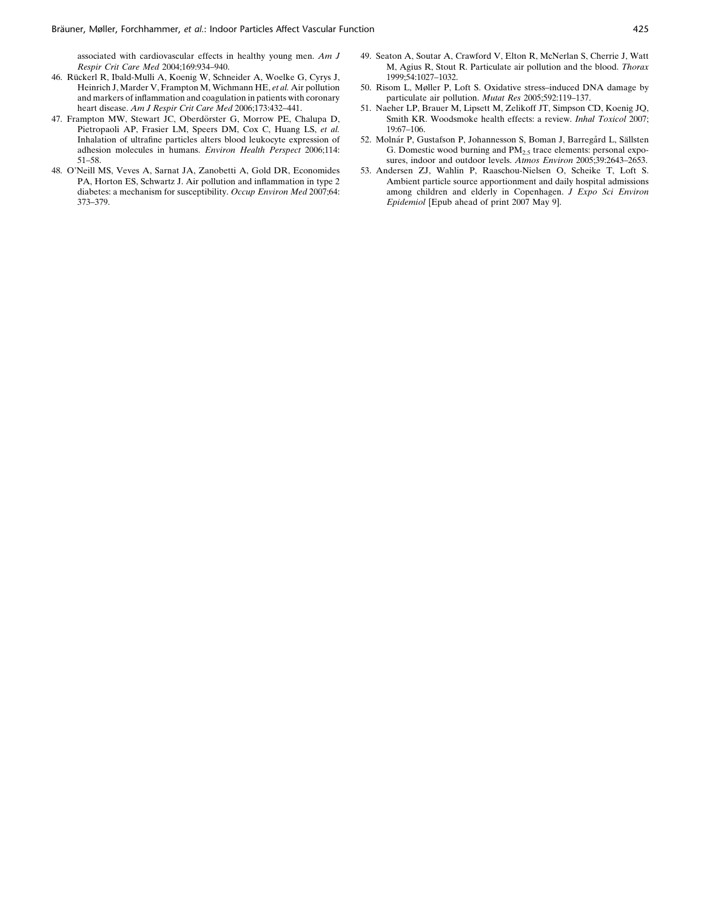associated with cardiovascular effects in healthy young men. *Am J Respir Crit Care Med* 2004;169:934–940.

46. Rückerl R, Ibald-Mulli A, Koenig W, Schneider A, Woelke G, Cyrys J, Heinrich J, Marder V, Frampton M, Wichmann HE, *et al.* Air pollution and markers of inflammation and coagulation in patients with coronary heart disease. *Am J Respir Crit Care Med* 2006;173:432–441.
47. Frampton MW, Stewart JC, Oberdörster G, Morrow PE, Chalupa D, Pietropaoli AP, Frasier LM, Speers DM, Cox C, Huang LS, *et al.* Inhalation of ultrafine particles alters blood leukocyte expression of adhesion molecules in humans. *Environ Health Perspect* 2006;114: 51–58.
48. O'Neill MS, Veves A, Sarnat JA, Zanobetti A, Gold DR, Economides PA, Horton ES, Schwartz J. Air pollution and inflammation in type 2 diabetes: a mechanism for susceptibility. *Occup Environ Med* 2007;64: 373–379.
49. Seaton A, Soutar A, Crawford V, Elton R, McNerlan S, Cherrie J, Watt M, Agius R, Stout R. Particulate air pollution and the blood. *Thorax* 1999;54:1027–1032.
50. Risom L, Møller P, Loft S. Oxidative stress–induced DNA damage by particulate air pollution. *Mutat Res* 2005;592:119–137.
51. Naeher LP, Brauer M, Lipsett M, Zelikoff JT, Simpson CD, Koenig JQ, Smith KR. Woodsmoke health effects: a review. *Inhal Toxicol* 2007; 19:67–106.
52. Molnár P, Gustafson P, Johannesson S, Boman J, Barregård L, Sällsten G. Domestic wood burning and $PM_{2.5}$ trace elements: personal exposures, indoor and outdoor levels. *Atmos Environ* 2005;39:2643–2653.
53. Andersen ZJ, Wahlin P, Raaschou-Nielsen O, Scheike T, Loft S. Ambient particle source apportionment and daily hospital admissions among children and elderly in Copenhagen. *J Expo Sci Environ Epidemiol* [Epub ahead of print 2007 May 9].